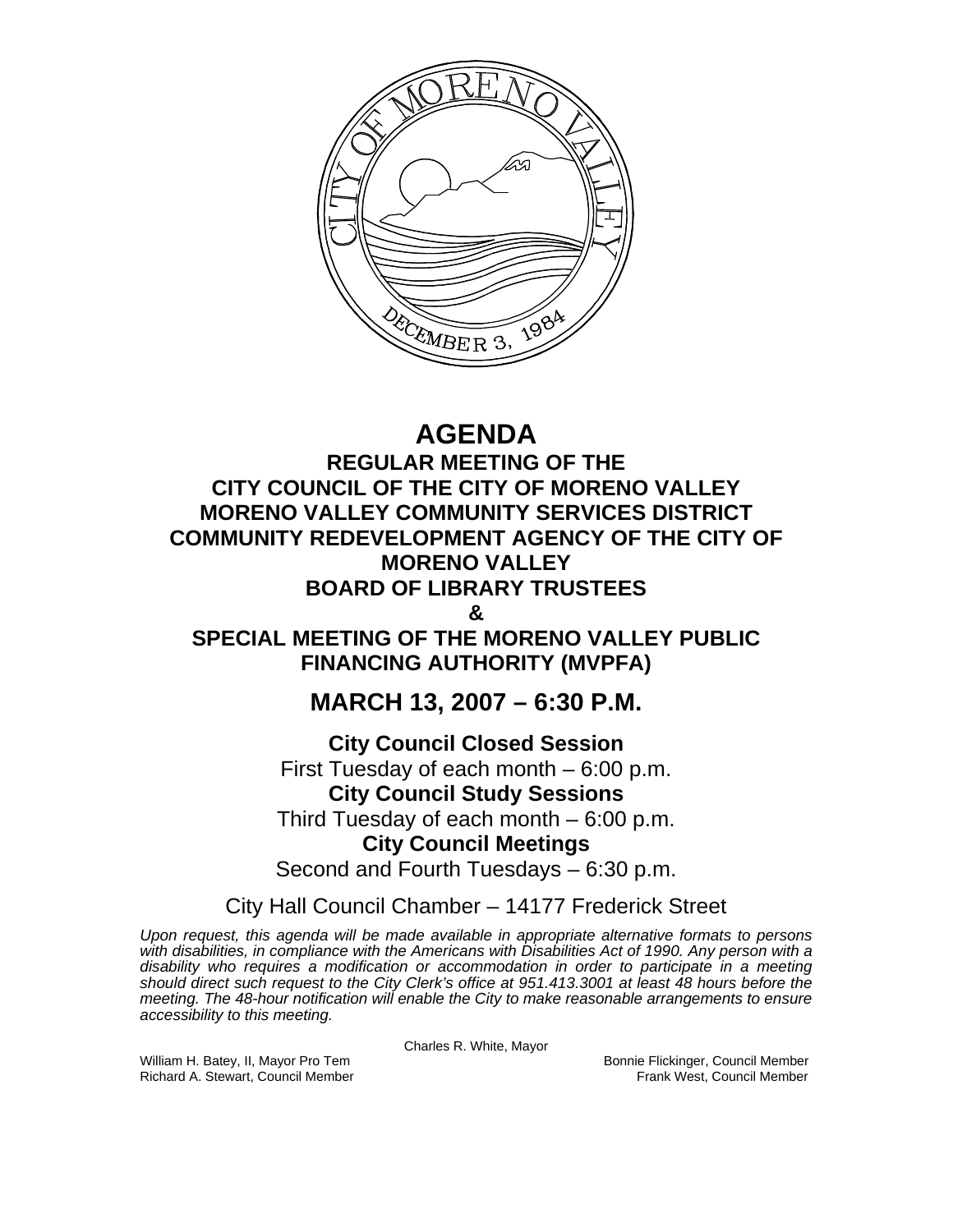# AGENDA

## REGULAR MEETING OF THE CITY COUNCIL OF THE CITY OF MORENO VALLEY MORENO VALLEY COMMUNITY SERVICES DISTRICT COMMUNITY REDEVELOPMENT AGENCY OF THE CITY OF MORENO VALLEY BOARD OF LIBRARY TRUSTEES

## &

## SPECIAL MEETING OF THE MORENO VALLEY PUBLIC FINANCING AUTHORITY (MVPFA)

## MARCH 13, 2007 – 6:30 P.M.

**City Council Closed Session**
First Tuesday of each month – 6:00 p.m.

**City Council Study Sessions**
Third Tuesday of each month – 6:00 p.m.

**City Council Meetings**
Second and Fourth Tuesdays – 6:30 p.m.

City Hall Council Chamber – 14177 Frederick Street

*Upon request, this agenda will be made available in appropriate alternative formats to persons with disabilities, in compliance with the Americans with Disabilities Act of 1990. Any person with a disability who requires a modification or accommodation in order to participate in a meeting should direct such request to the City Clerk's office at 951.413.3001 at least 48 hours before the meeting. The 48-hour notification will enable the City to make reasonable arrangements to ensure accessibility to this meeting.*

Charles R. White, Mayor

William H. Batey, II, Mayor Pro Tem
Bonnie Flickinger, Council Member
Richard A. Stewart, Council Member
Frank West, Council Member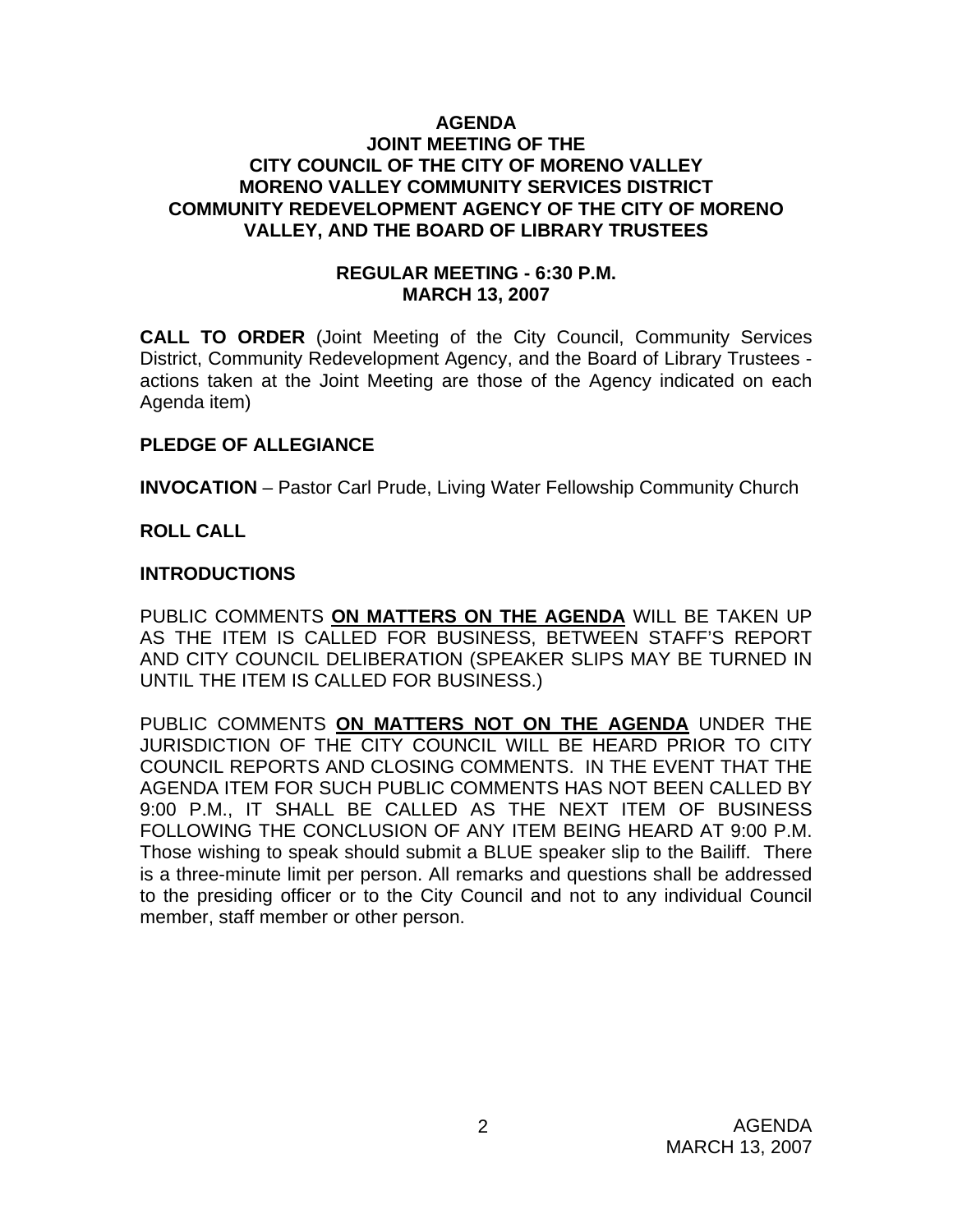# AGENDA
## JOINT MEETING OF THE CITY COUNCIL OF THE CITY OF MORENO VALLEY MORENO VALLEY COMMUNITY SERVICES DISTRICT COMMUNITY REDEVELOPMENT AGENCY OF THE CITY OF MORENO VALLEY, AND THE BOARD OF LIBRARY TRUSTEES

### REGULAR MEETING - 6:30 P.M.
### MARCH 13, 2007

**CALL TO ORDER** (Joint Meeting of the City Council, Community Services District, Community Redevelopment Agency, and the Board of Library Trustees - actions taken at the Joint Meeting are those of the Agency indicated on each Agenda item)

**PLEDGE OF ALLEGIANCE**

**INVOCATION** – Pastor Carl Prude, Living Water Fellowship Community Church

**ROLL CALL**

**INTRODUCTIONS**

PUBLIC COMMENTS **<u>ON MATTERS ON THE AGENDA</u>** WILL BE TAKEN UP AS THE ITEM IS CALLED FOR BUSINESS, BETWEEN STAFF'S REPORT AND CITY COUNCIL DELIBERATION (SPEAKER SLIPS MAY BE TURNED IN UNTIL THE ITEM IS CALLED FOR BUSINESS.)

PUBLIC COMMENTS **<u>ON MATTERS NOT ON THE AGENDA</u>** UNDER THE JURISDICTION OF THE CITY COUNCIL WILL BE HEARD PRIOR TO CITY COUNCIL REPORTS AND CLOSING COMMENTS. IN THE EVENT THAT THE AGENDA ITEM FOR SUCH PUBLIC COMMENTS HAS NOT BEEN CALLED BY 9:00 P.M., IT SHALL BE CALLED AS THE NEXT ITEM OF BUSINESS FOLLOWING THE CONCLUSION OF ANY ITEM BEING HEARD AT 9:00 P.M. Those wishing to speak should submit a BLUE speaker slip to the Bailiff. There is a three-minute limit per person. All remarks and questions shall be addressed to the presiding officer or to the City Council and not to any individual Council member, staff member or other person.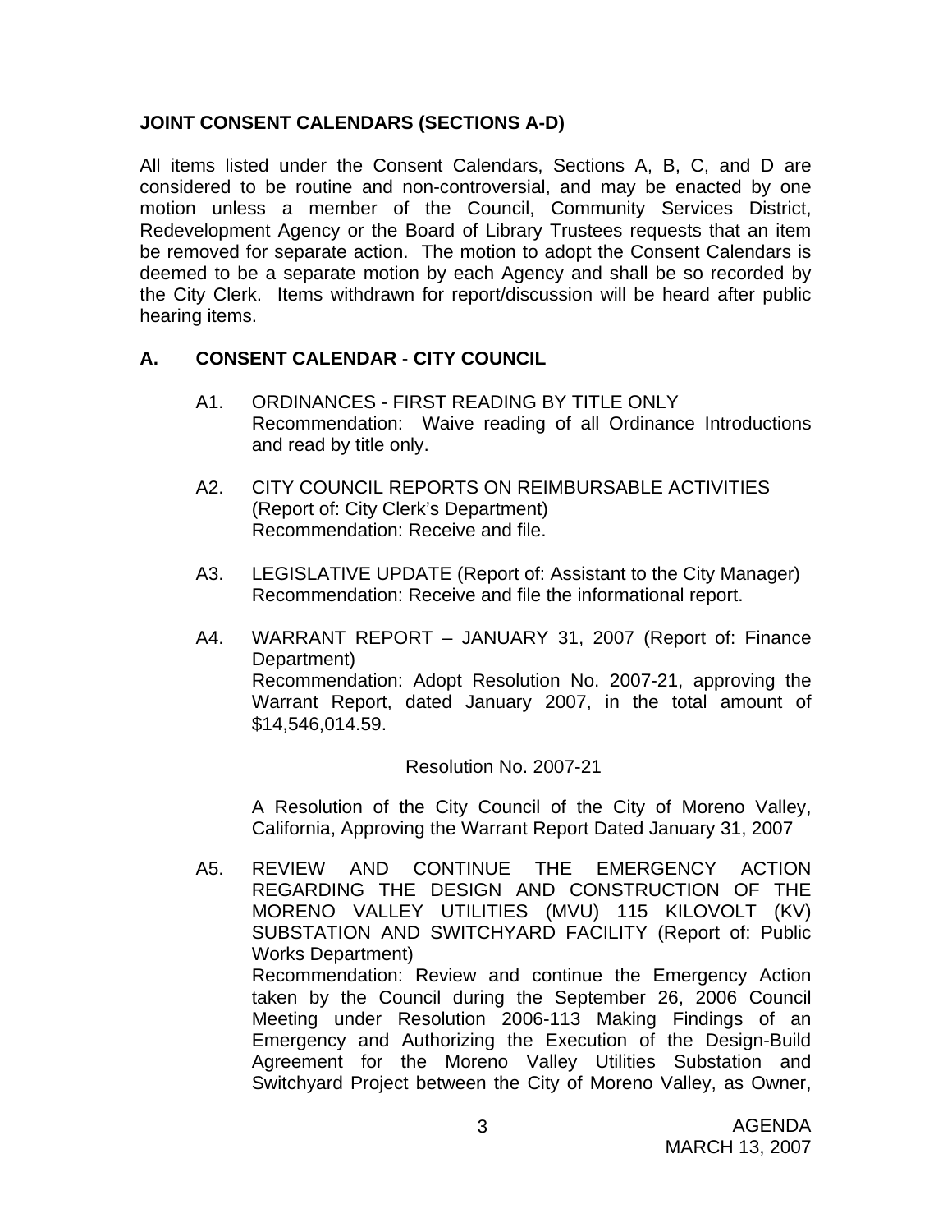## JOINT CONSENT CALENDARS (SECTIONS A-D)

All items listed under the Consent Calendars, Sections A, B, C, and D are considered to be routine and non-controversial, and may be enacted by one motion unless a member of the Council, Community Services District, Redevelopment Agency or the Board of Library Trustees requests that an item be removed for separate action. The motion to adopt the Consent Calendars is deemed to be a separate motion by each Agency and shall be so recorded by the City Clerk. Items withdrawn for report/discussion will be heard after public hearing items.

## A. CONSENT CALENDAR - CITY COUNCIL

A1. ORDINANCES - FIRST READING BY TITLE ONLY
Recommendation: Waive reading of all Ordinance Introductions and read by title only.

A2. CITY COUNCIL REPORTS ON REIMBURSABLE ACTIVITIES (Report of: City Clerk's Department)
Recommendation: Receive and file.

A3. LEGISLATIVE UPDATE (Report of: Assistant to the City Manager)
Recommendation: Receive and file the informational report.

A4. WARRANT REPORT – JANUARY 31, 2007 (Report of: Finance Department)
Recommendation: Adopt Resolution No. 2007-21, approving the Warrant Report, dated January 2007, in the total amount of $14,546,014.59.

Resolution No. 2007-21

A Resolution of the City Council of the City of Moreno Valley, California, Approving the Warrant Report Dated January 31, 2007

A5. REVIEW AND CONTINUE THE EMERGENCY ACTION REGARDING THE DESIGN AND CONSTRUCTION OF THE MORENO VALLEY UTILITIES (MVU) 115 KILOVOLT (KV) SUBSTATION AND SWITCHYARD FACILITY (Report of: Public Works Department)
Recommendation: Review and continue the Emergency Action taken by the Council during the September 26, 2006 Council Meeting under Resolution 2006-113 Making Findings of an Emergency and Authorizing the Execution of the Design-Build Agreement for the Moreno Valley Utilities Substation and Switchyard Project between the City of Moreno Valley, as Owner,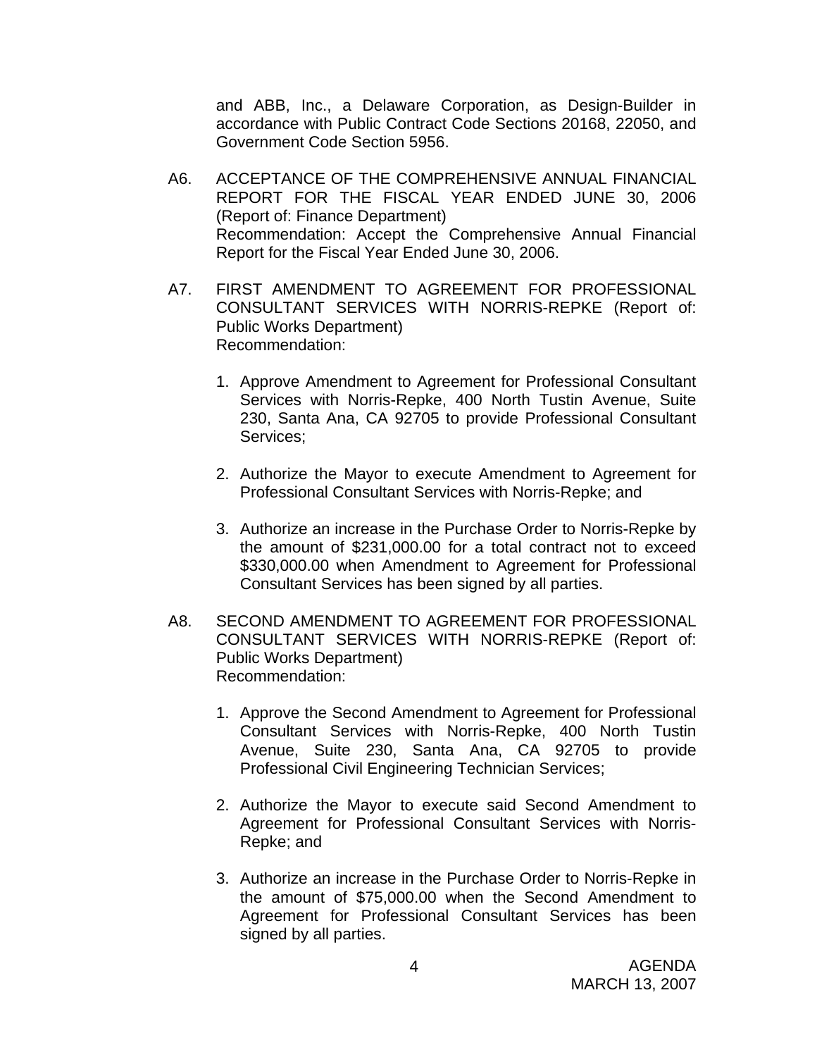and ABB, Inc., a Delaware Corporation, as Design-Builder in accordance with Public Contract Code Sections 20168, 22050, and Government Code Section 5956.

A6. ACCEPTANCE OF THE COMPREHENSIVE ANNUAL FINANCIAL REPORT FOR THE FISCAL YEAR ENDED JUNE 30, 2006 (Report of: Finance Department)
Recommendation: Accept the Comprehensive Annual Financial Report for the Fiscal Year Ended June 30, 2006.

A7. FIRST AMENDMENT TO AGREEMENT FOR PROFESSIONAL CONSULTANT SERVICES WITH NORRIS-REPKE (Report of: Public Works Department)
Recommendation:

1. Approve Amendment to Agreement for Professional Consultant Services with Norris-Repke, 400 North Tustin Avenue, Suite 230, Santa Ana, CA 92705 to provide Professional Consultant Services;

2. Authorize the Mayor to execute Amendment to Agreement for Professional Consultant Services with Norris-Repke; and

3. Authorize an increase in the Purchase Order to Norris-Repke by the amount of $231,000.00 for a total contract not to exceed $330,000.00 when Amendment to Agreement for Professional Consultant Services has been signed by all parties.

A8. SECOND AMENDMENT TO AGREEMENT FOR PROFESSIONAL CONSULTANT SERVICES WITH NORRIS-REPKE (Report of: Public Works Department)
Recommendation:

1. Approve the Second Amendment to Agreement for Professional Consultant Services with Norris-Repke, 400 North Tustin Avenue, Suite 230, Santa Ana, CA 92705 to provide Professional Civil Engineering Technician Services;

2. Authorize the Mayor to execute said Second Amendment to Agreement for Professional Consultant Services with Norris-Repke; and

3. Authorize an increase in the Purchase Order to Norris-Repke in the amount of $75,000.00 when the Second Amendment to Agreement for Professional Consultant Services has been signed by all parties.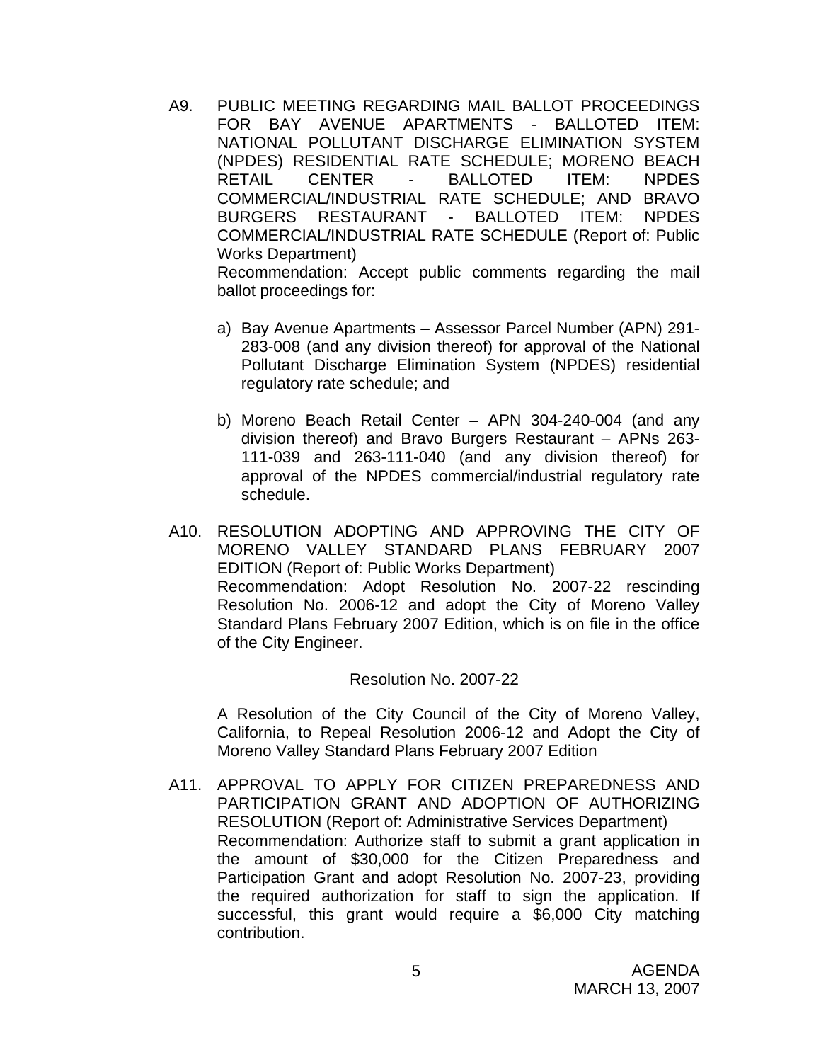A9. PUBLIC MEETING REGARDING MAIL BALLOT PROCEEDINGS FOR BAY AVENUE APARTMENTS - BALLOTED ITEM: NATIONAL POLLUTANT DISCHARGE ELIMINATION SYSTEM (NPDES) RESIDENTIAL RATE SCHEDULE; MORENO BEACH RETAIL CENTER - BALLOTED ITEM: NPDES COMMERCIAL/INDUSTRIAL RATE SCHEDULE; AND BRAVO BURGERS RESTAURANT - BALLOTED ITEM: NPDES COMMERCIAL/INDUSTRIAL RATE SCHEDULE (Report of: Public Works Department)
Recommendation: Accept public comments regarding the mail ballot proceedings for:

a) Bay Avenue Apartments – Assessor Parcel Number (APN) 291-283-008 (and any division thereof) for approval of the National Pollutant Discharge Elimination System (NPDES) residential regulatory rate schedule; and

b) Moreno Beach Retail Center – APN 304-240-004 (and any division thereof) and Bravo Burgers Restaurant – APNs 263-111-039 and 263-111-040 (and any division thereof) for approval of the NPDES commercial/industrial regulatory rate schedule.

A10. RESOLUTION ADOPTING AND APPROVING THE CITY OF MORENO VALLEY STANDARD PLANS FEBRUARY 2007 EDITION (Report of: Public Works Department)
Recommendation: Adopt Resolution No. 2007-22 rescinding Resolution No. 2006-12 and adopt the City of Moreno Valley Standard Plans February 2007 Edition, which is on file in the office of the City Engineer.

Resolution No. 2007-22

A Resolution of the City Council of the City of Moreno Valley, California, to Repeal Resolution 2006-12 and Adopt the City of Moreno Valley Standard Plans February 2007 Edition

A11. APPROVAL TO APPLY FOR CITIZEN PREPAREDNESS AND PARTICIPATION GRANT AND ADOPTION OF AUTHORIZING RESOLUTION (Report of: Administrative Services Department)
Recommendation: Authorize staff to submit a grant application in the amount of $30,000 for the Citizen Preparedness and Participation Grant and adopt Resolution No. 2007-23, providing the required authorization for staff to sign the application. If successful, this grant would require a $6,000 City matching contribution.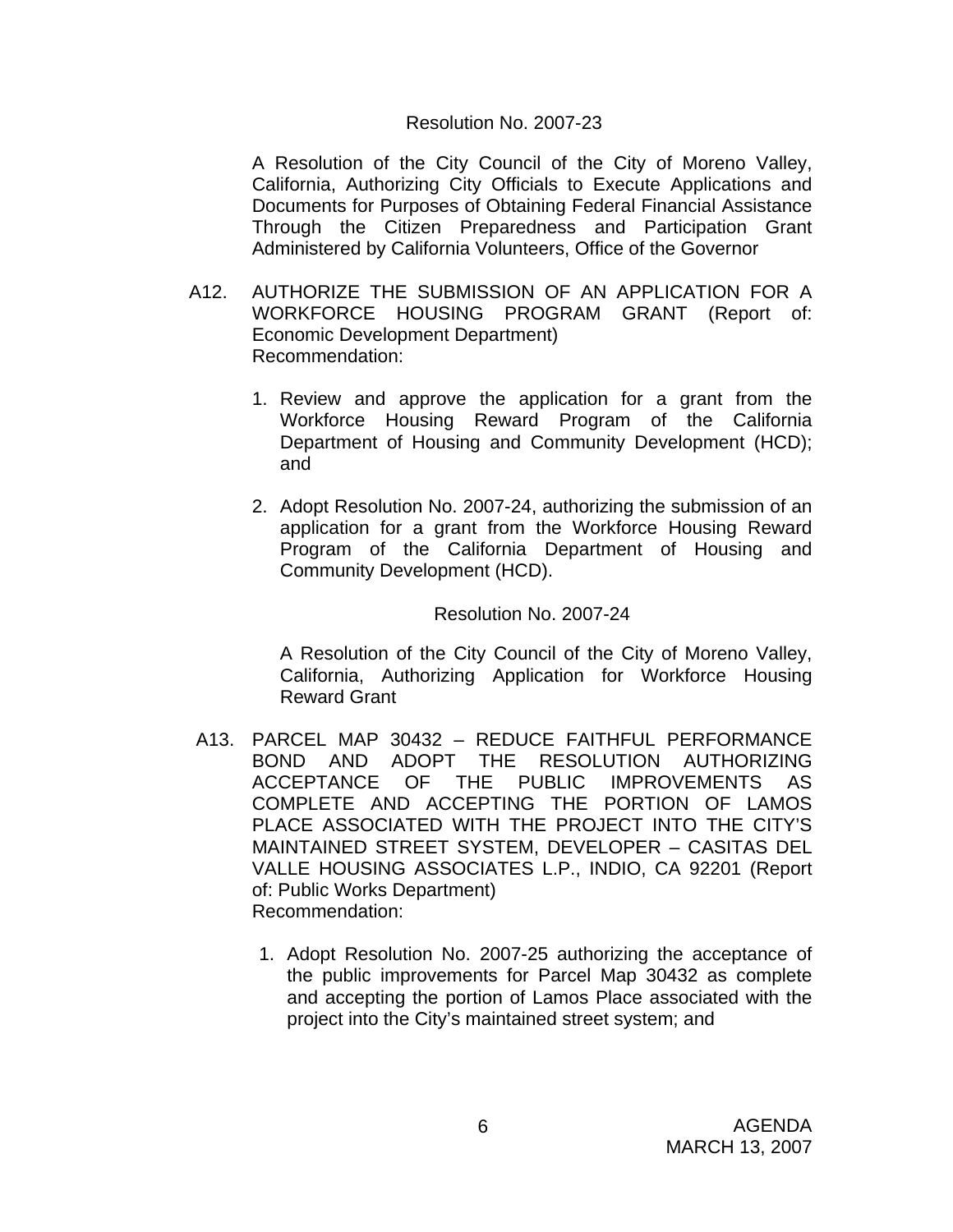Resolution No. 2007-23

A Resolution of the City Council of the City of Moreno Valley, California, Authorizing City Officials to Execute Applications and Documents for Purposes of Obtaining Federal Financial Assistance Through the Citizen Preparedness and Participation Grant Administered by California Volunteers, Office of the Governor

A12. AUTHORIZE THE SUBMISSION OF AN APPLICATION FOR A WORKFORCE HOUSING PROGRAM GRANT (Report of: Economic Development Department)
Recommendation:

1. Review and approve the application for a grant from the Workforce Housing Reward Program of the California Department of Housing and Community Development (HCD); and

2. Adopt Resolution No. 2007-24, authorizing the submission of an application for a grant from the Workforce Housing Reward Program of the California Department of Housing and Community Development (HCD).

Resolution No. 2007-24

A Resolution of the City Council of the City of Moreno Valley, California, Authorizing Application for Workforce Housing Reward Grant

A13. PARCEL MAP 30432 – REDUCE FAITHFUL PERFORMANCE BOND AND ADOPT THE RESOLUTION AUTHORIZING ACCEPTANCE OF THE PUBLIC IMPROVEMENTS AS COMPLETE AND ACCEPTING THE PORTION OF LAMOS PLACE ASSOCIATED WITH THE PROJECT INTO THE CITY'S MAINTAINED STREET SYSTEM, DEVELOPER – CASITAS DEL VALLE HOUSING ASSOCIATES L.P., INDIO, CA 92201 (Report of: Public Works Department)
Recommendation:

1. Adopt Resolution No. 2007-25 authorizing the acceptance of the public improvements for Parcel Map 30432 as complete and accepting the portion of Lamos Place associated with the project into the City's maintained street system; and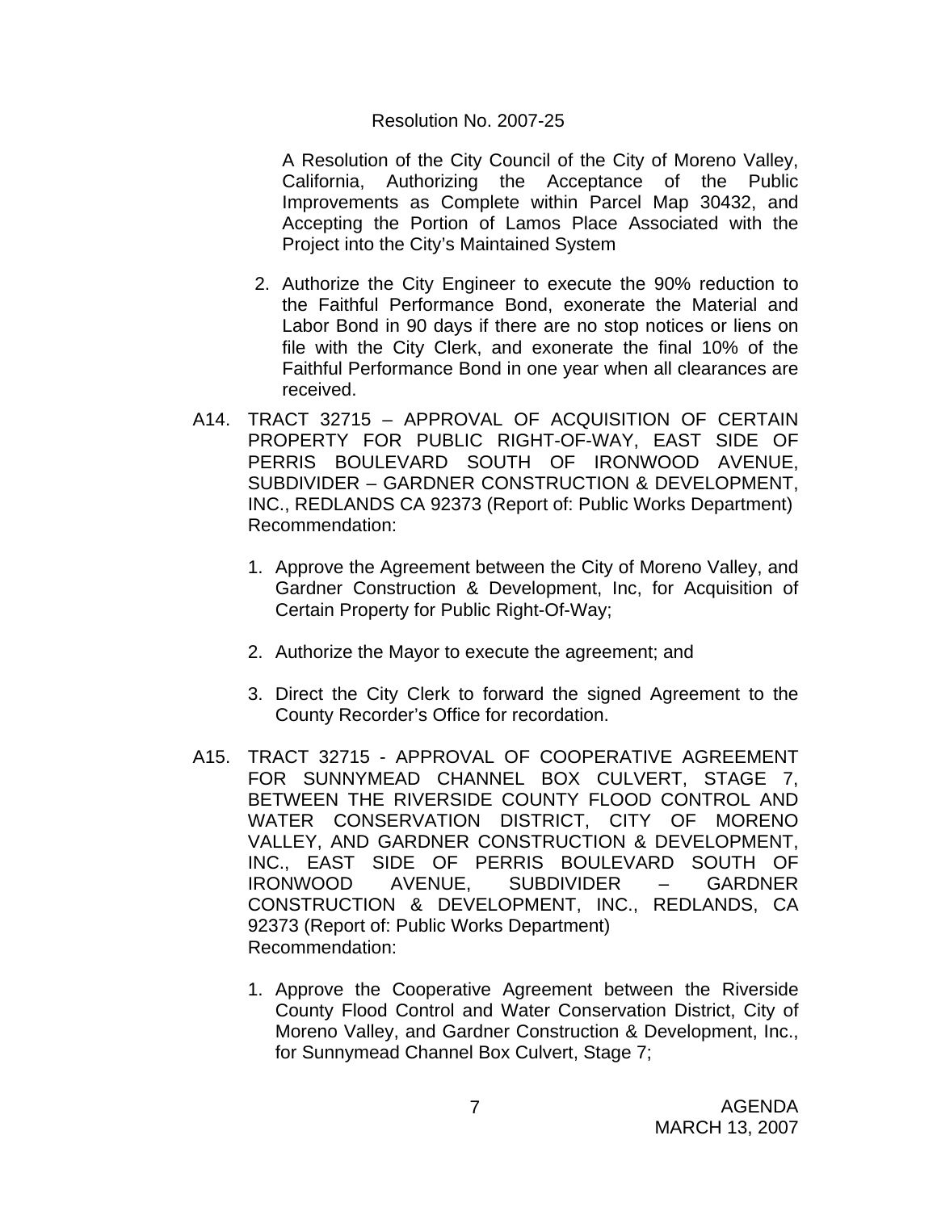Resolution No. 2007-25

A Resolution of the City Council of the City of Moreno Valley, California, Authorizing the Acceptance of the Public Improvements as Complete within Parcel Map 30432, and Accepting the Portion of Lamos Place Associated with the Project into the City's Maintained System

2. Authorize the City Engineer to execute the 90% reduction to the Faithful Performance Bond, exonerate the Material and Labor Bond in 90 days if there are no stop notices or liens on file with the City Clerk, and exonerate the final 10% of the Faithful Performance Bond in one year when all clearances are received.

A14. TRACT 32715 – APPROVAL OF ACQUISITION OF CERTAIN PROPERTY FOR PUBLIC RIGHT-OF-WAY, EAST SIDE OF PERRIS BOULEVARD SOUTH OF IRONWOOD AVENUE, SUBDIVIDER – GARDNER CONSTRUCTION & DEVELOPMENT, INC., REDLANDS CA 92373 (Report of: Public Works Department)
Recommendation:

1. Approve the Agreement between the City of Moreno Valley, and Gardner Construction & Development, Inc, for Acquisition of Certain Property for Public Right-Of-Way;

2. Authorize the Mayor to execute the agreement; and

3. Direct the City Clerk to forward the signed Agreement to the County Recorder's Office for recordation.

A15. TRACT 32715 - APPROVAL OF COOPERATIVE AGREEMENT FOR SUNNYMEAD CHANNEL BOX CULVERT, STAGE 7, BETWEEN THE RIVERSIDE COUNTY FLOOD CONTROL AND WATER CONSERVATION DISTRICT, CITY OF MORENO VALLEY, AND GARDNER CONSTRUCTION & DEVELOPMENT, INC., EAST SIDE OF PERRIS BOULEVARD SOUTH OF IRONWOOD AVENUE, SUBDIVIDER – GARDNER CONSTRUCTION & DEVELOPMENT, INC., REDLANDS, CA 92373 (Report of: Public Works Department)
Recommendation:

1. Approve the Cooperative Agreement between the Riverside County Flood Control and Water Conservation District, City of Moreno Valley, and Gardner Construction & Development, Inc., for Sunnymead Channel Box Culvert, Stage 7;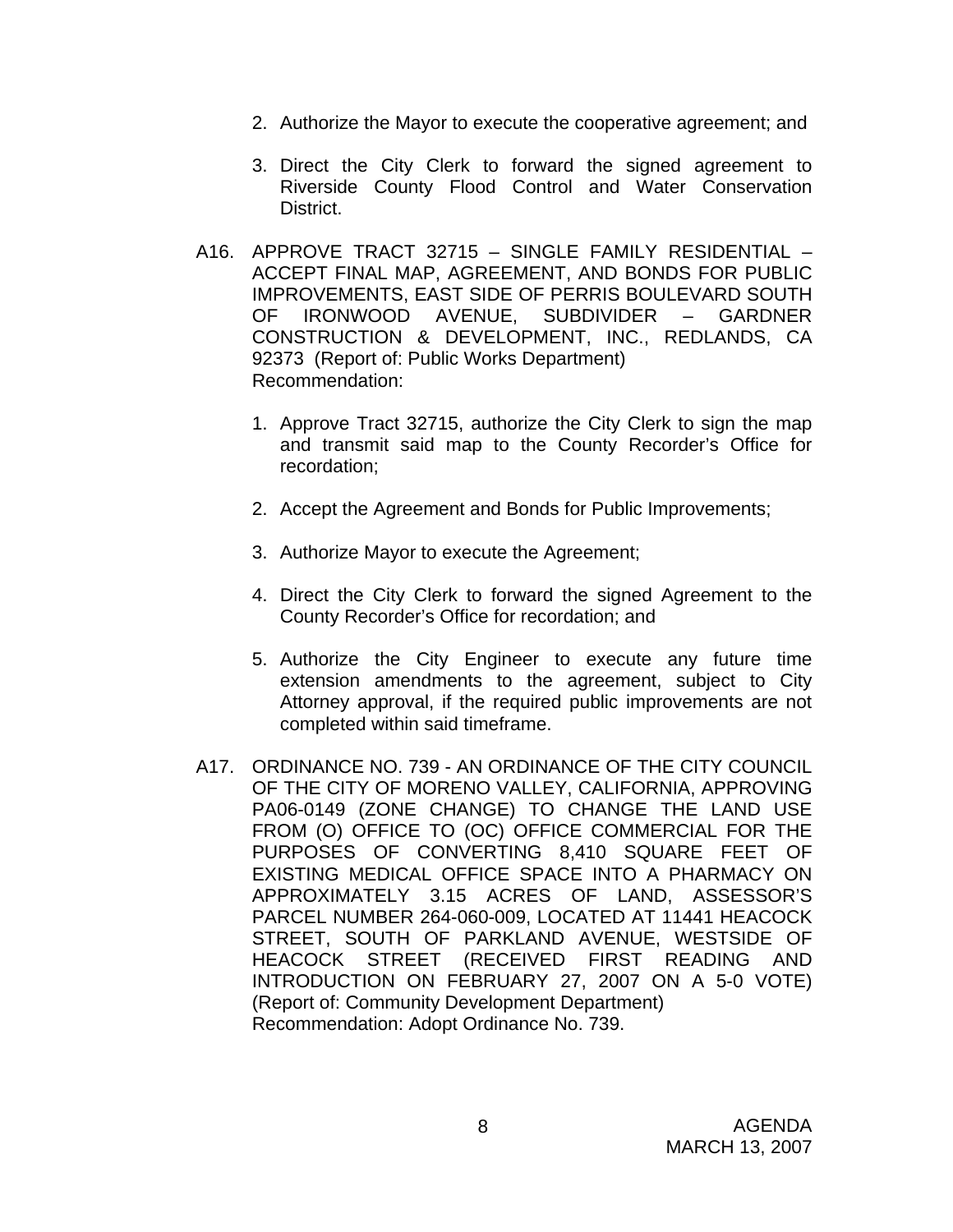2. Authorize the Mayor to execute the cooperative agreement; and

3. Direct the City Clerk to forward the signed agreement to Riverside County Flood Control and Water Conservation District.

A16. APPROVE TRACT 32715 – SINGLE FAMILY RESIDENTIAL – ACCEPT FINAL MAP, AGREEMENT, AND BONDS FOR PUBLIC IMPROVEMENTS, EAST SIDE OF PERRIS BOULEVARD SOUTH OF IRONWOOD AVENUE, SUBDIVIDER – GARDNER CONSTRUCTION & DEVELOPMENT, INC., REDLANDS, CA 92373 (Report of: Public Works Department)
Recommendation:

1. Approve Tract 32715, authorize the City Clerk to sign the map and transmit said map to the County Recorder's Office for recordation;

2. Accept the Agreement and Bonds for Public Improvements;

3. Authorize Mayor to execute the Agreement;

4. Direct the City Clerk to forward the signed Agreement to the County Recorder's Office for recordation; and

5. Authorize the City Engineer to execute any future time extension amendments to the agreement, subject to City Attorney approval, if the required public improvements are not completed within said timeframe.

A17. ORDINANCE NO. 739 - AN ORDINANCE OF THE CITY COUNCIL OF THE CITY OF MORENO VALLEY, CALIFORNIA, APPROVING PA06-0149 (ZONE CHANGE) TO CHANGE THE LAND USE FROM (O) OFFICE TO (OC) OFFICE COMMERCIAL FOR THE PURPOSES OF CONVERTING 8,410 SQUARE FEET OF EXISTING MEDICAL OFFICE SPACE INTO A PHARMACY ON APPROXIMATELY 3.15 ACRES OF LAND, ASSESSOR'S PARCEL NUMBER 264-060-009, LOCATED AT 11441 HEACOCK STREET, SOUTH OF PARKLAND AVENUE, WESTSIDE OF HEACOCK STREET (RECEIVED FIRST READING AND INTRODUCTION ON FEBRUARY 27, 2007 ON A 5-0 VOTE) (Report of: Community Development Department)
Recommendation: Adopt Ordinance No. 739.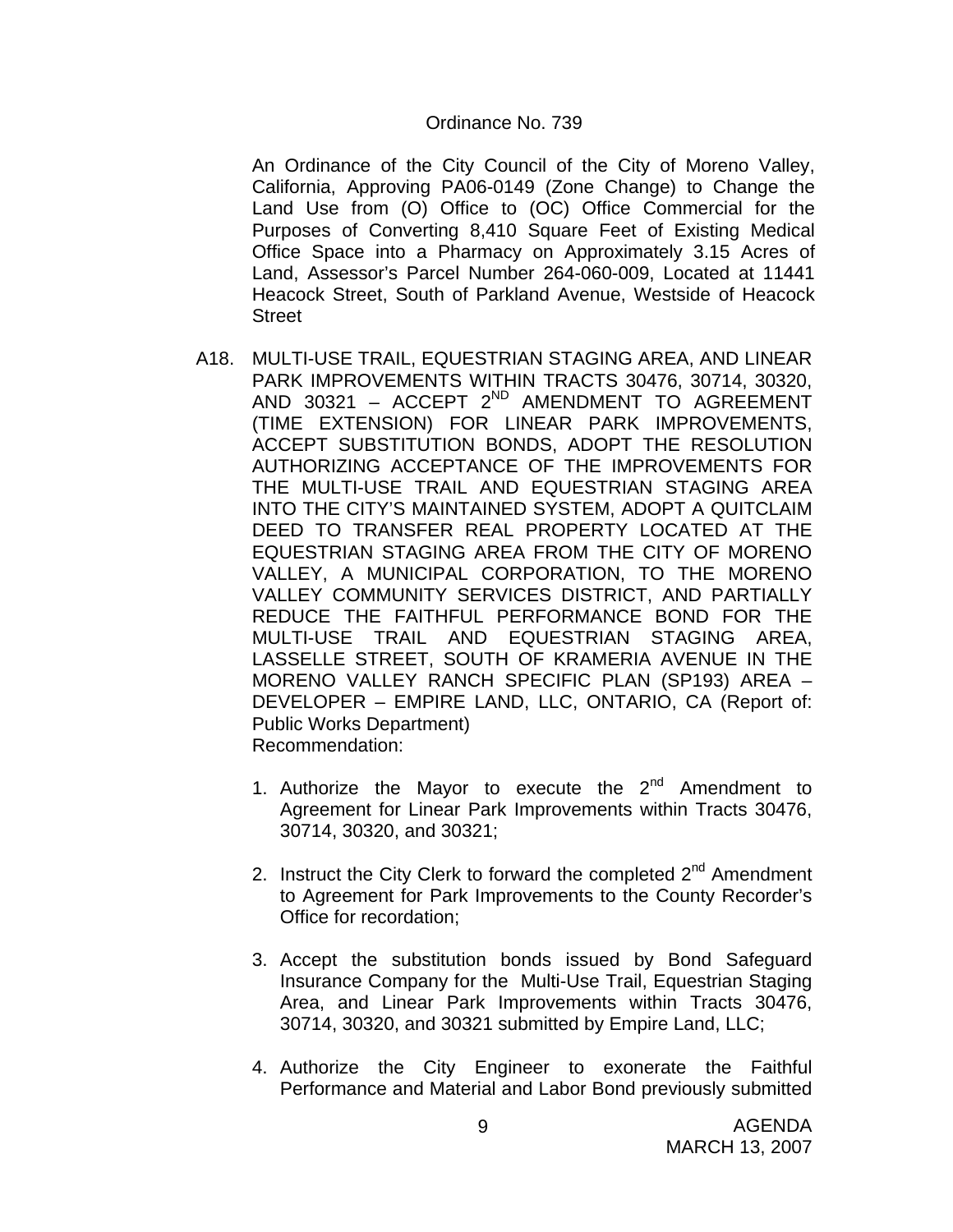Ordinance No. 739

An Ordinance of the City Council of the City of Moreno Valley, California, Approving PA06-0149 (Zone Change) to Change the Land Use from (O) Office to (OC) Office Commercial for the Purposes of Converting 8,410 Square Feet of Existing Medical Office Space into a Pharmacy on Approximately 3.15 Acres of Land, Assessor's Parcel Number 264-060-009, Located at 11441 Heacock Street, South of Parkland Avenue, Westside of Heacock Street

A18. MULTI-USE TRAIL, EQUESTRIAN STAGING AREA, AND LINEAR PARK IMPROVEMENTS WITHIN TRACTS 30476, 30714, 30320, AND 30321 – ACCEPT 2ND AMENDMENT TO AGREEMENT (TIME EXTENSION) FOR LINEAR PARK IMPROVEMENTS, ACCEPT SUBSTITUTION BONDS, ADOPT THE RESOLUTION AUTHORIZING ACCEPTANCE OF THE IMPROVEMENTS FOR THE MULTI-USE TRAIL AND EQUESTRIAN STAGING AREA INTO THE CITY'S MAINTAINED SYSTEM, ADOPT A QUITCLAIM DEED TO TRANSFER REAL PROPERTY LOCATED AT THE EQUESTRIAN STAGING AREA FROM THE CITY OF MORENO VALLEY, A MUNICIPAL CORPORATION, TO THE MORENO VALLEY COMMUNITY SERVICES DISTRICT, AND PARTIALLY REDUCE THE FAITHFUL PERFORMANCE BOND FOR THE MULTI-USE TRAIL AND EQUESTRIAN STAGING AREA, LASSELLE STREET, SOUTH OF KRAMERIA AVENUE IN THE MORENO VALLEY RANCH SPECIFIC PLAN (SP193) AREA – DEVELOPER – EMPIRE LAND, LLC, ONTARIO, CA (Report of: Public Works Department)
Recommendation:

1. Authorize the Mayor to execute the 2nd Amendment to Agreement for Linear Park Improvements within Tracts 30476, 30714, 30320, and 30321;

2. Instruct the City Clerk to forward the completed 2nd Amendment to Agreement for Park Improvements to the County Recorder's Office for recordation;

3. Accept the substitution bonds issued by Bond Safeguard Insurance Company for the Multi-Use Trail, Equestrian Staging Area, and Linear Park Improvements within Tracts 30476, 30714, 30320, and 30321 submitted by Empire Land, LLC;

4. Authorize the City Engineer to exonerate the Faithful Performance and Material and Labor Bond previously submitted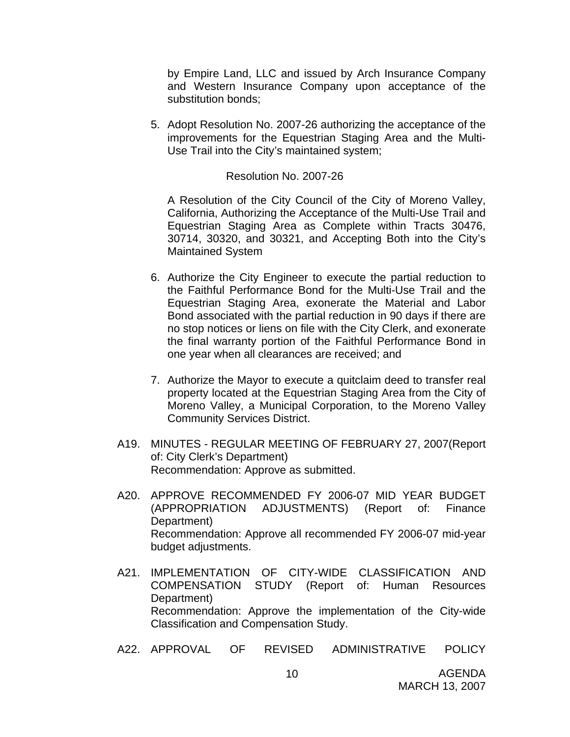by Empire Land, LLC and issued by Arch Insurance Company and Western Insurance Company upon acceptance of the substitution bonds;

5. Adopt Resolution No. 2007-26 authorizing the acceptance of the improvements for the Equestrian Staging Area and the Multi-Use Trail into the City's maintained system;

   Resolution No. 2007-26

   A Resolution of the City Council of the City of Moreno Valley, California, Authorizing the Acceptance of the Multi-Use Trail and Equestrian Staging Area as Complete within Tracts 30476, 30714, 30320, and 30321, and Accepting Both into the City's Maintained System

6. Authorize the City Engineer to execute the partial reduction to the Faithful Performance Bond for the Multi-Use Trail and the Equestrian Staging Area, exonerate the Material and Labor Bond associated with the partial reduction in 90 days if there are no stop notices or liens on file with the City Clerk, and exonerate the final warranty portion of the Faithful Performance Bond in one year when all clearances are received; and

7. Authorize the Mayor to execute a quitclaim deed to transfer real property located at the Equestrian Staging Area from the City of Moreno Valley, a Municipal Corporation, to the Moreno Valley Community Services District.

A19. MINUTES - REGULAR MEETING OF FEBRUARY 27, 2007(Report of: City Clerk's Department)
Recommendation: Approve as submitted.

A20. APPROVE RECOMMENDED FY 2006-07 MID YEAR BUDGET (APPROPRIATION ADJUSTMENTS) (Report of: Finance Department)
Recommendation: Approve all recommended FY 2006-07 mid-year budget adjustments.

A21. IMPLEMENTATION OF CITY-WIDE CLASSIFICATION AND COMPENSATION STUDY (Report of: Human Resources Department)
Recommendation: Approve the implementation of the City-wide Classification and Compensation Study.

A22. APPROVAL OF REVISED ADMINISTRATIVE POLICY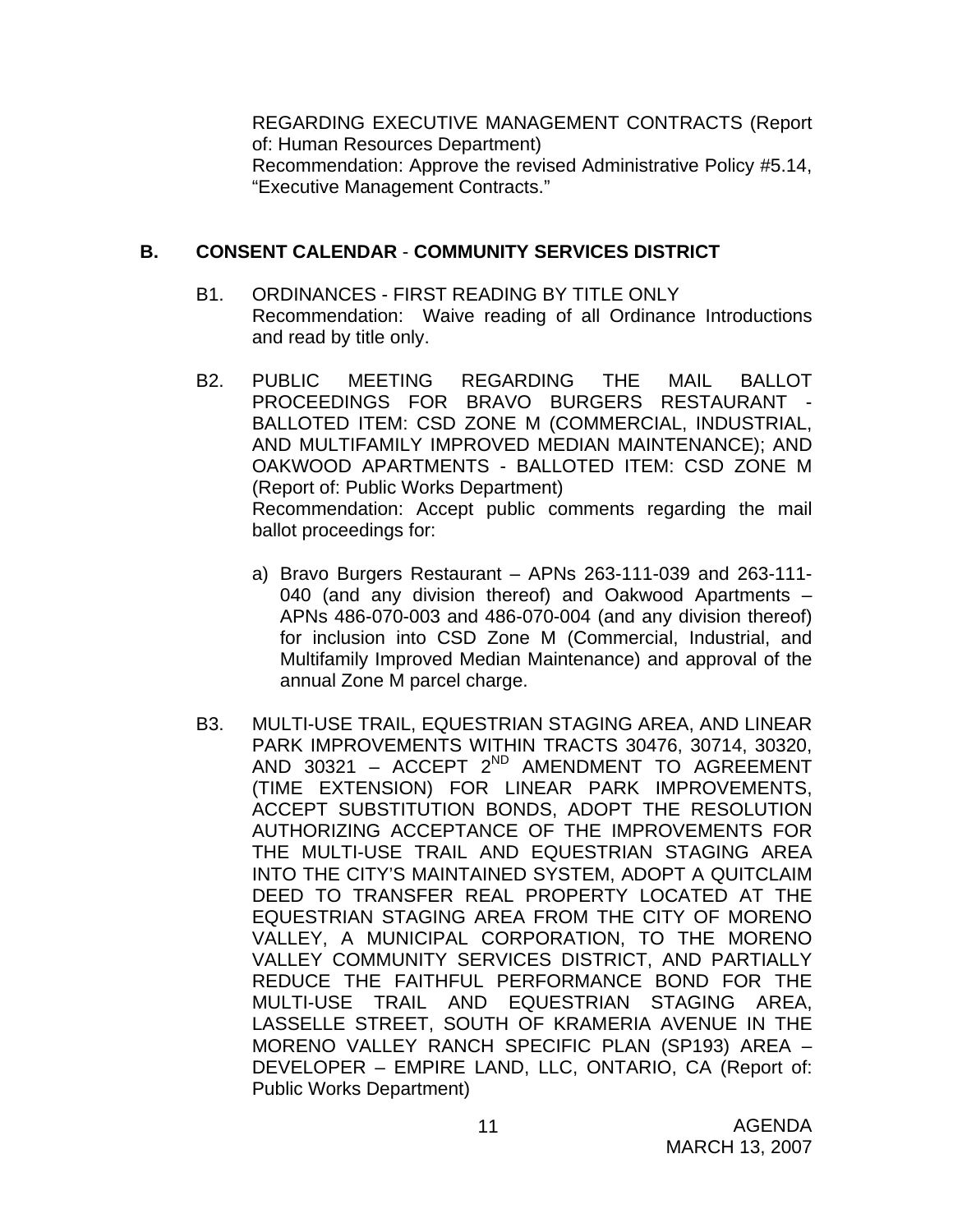REGARDING EXECUTIVE MANAGEMENT CONTRACTS (Report of: Human Resources Department)
Recommendation: Approve the revised Administrative Policy #5.14, "Executive Management Contracts."

## B. CONSENT CALENDAR - COMMUNITY SERVICES DISTRICT

B1. ORDINANCES - FIRST READING BY TITLE ONLY
Recommendation: Waive reading of all Ordinance Introductions and read by title only.

B2. PUBLIC MEETING REGARDING THE MAIL BALLOT PROCEEDINGS FOR BRAVO BURGERS RESTAURANT - BALLOTED ITEM: CSD ZONE M (COMMERCIAL, INDUSTRIAL, AND MULTIFAMILY IMPROVED MEDIAN MAINTENANCE); AND OAKWOOD APARTMENTS - BALLOTED ITEM: CSD ZONE M (Report of: Public Works Department)
Recommendation: Accept public comments regarding the mail ballot proceedings for:

a) Bravo Burgers Restaurant – APNs 263-111-039 and 263-111-040 (and any division thereof) and Oakwood Apartments – APNs 486-070-003 and 486-070-004 (and any division thereof) for inclusion into CSD Zone M (Commercial, Industrial, and Multifamily Improved Median Maintenance) and approval of the annual Zone M parcel charge.

B3. MULTI-USE TRAIL, EQUESTRIAN STAGING AREA, AND LINEAR PARK IMPROVEMENTS WITHIN TRACTS 30476, 30714, 30320, AND 30321 – ACCEPT 2ND AMENDMENT TO AGREEMENT (TIME EXTENSION) FOR LINEAR PARK IMPROVEMENTS, ACCEPT SUBSTITUTION BONDS, ADOPT THE RESOLUTION AUTHORIZING ACCEPTANCE OF THE IMPROVEMENTS FOR THE MULTI-USE TRAIL AND EQUESTRIAN STAGING AREA INTO THE CITY'S MAINTAINED SYSTEM, ADOPT A QUITCLAIM DEED TO TRANSFER REAL PROPERTY LOCATED AT THE EQUESTRIAN STAGING AREA FROM THE CITY OF MORENO VALLEY, A MUNICIPAL CORPORATION, TO THE MORENO VALLEY COMMUNITY SERVICES DISTRICT, AND PARTIALLY REDUCE THE FAITHFUL PERFORMANCE BOND FOR THE MULTI-USE TRAIL AND EQUESTRIAN STAGING AREA, LASSELLE STREET, SOUTH OF KRAMERIA AVENUE IN THE MORENO VALLEY RANCH SPECIFIC PLAN (SP193) AREA – DEVELOPER – EMPIRE LAND, LLC, ONTARIO, CA (Report of: Public Works Department)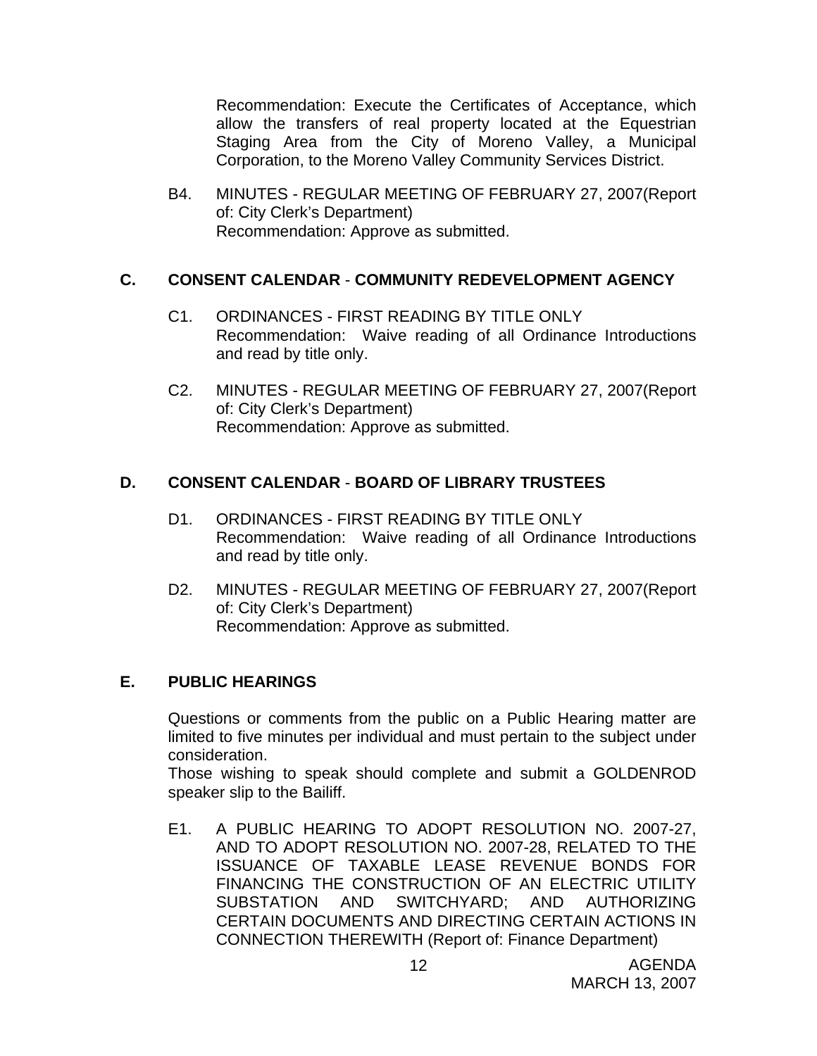Recommendation: Execute the Certificates of Acceptance, which allow the transfers of real property located at the Equestrian Staging Area from the City of Moreno Valley, a Municipal Corporation, to the Moreno Valley Community Services District.

B4. MINUTES - REGULAR MEETING OF FEBRUARY 27, 2007(Report of: City Clerk's Department)
Recommendation: Approve as submitted.

## C. CONSENT CALENDAR - COMMUNITY REDEVELOPMENT AGENCY

C1. ORDINANCES - FIRST READING BY TITLE ONLY
Recommendation: Waive reading of all Ordinance Introductions and read by title only.

C2. MINUTES - REGULAR MEETING OF FEBRUARY 27, 2007(Report of: City Clerk's Department)
Recommendation: Approve as submitted.

## D. CONSENT CALENDAR - BOARD OF LIBRARY TRUSTEES

D1. ORDINANCES - FIRST READING BY TITLE ONLY
Recommendation: Waive reading of all Ordinance Introductions and read by title only.

D2. MINUTES - REGULAR MEETING OF FEBRUARY 27, 2007(Report of: City Clerk's Department)
Recommendation: Approve as submitted.

## E. PUBLIC HEARINGS

Questions or comments from the public on a Public Hearing matter are limited to five minutes per individual and must pertain to the subject under consideration.
Those wishing to speak should complete and submit a GOLDENROD speaker slip to the Bailiff.

E1. A PUBLIC HEARING TO ADOPT RESOLUTION NO. 2007-27, AND TO ADOPT RESOLUTION NO. 2007-28, RELATED TO THE ISSUANCE OF TAXABLE LEASE REVENUE BONDS FOR FINANCING THE CONSTRUCTION OF AN ELECTRIC UTILITY SUBSTATION AND SWITCHYARD; AND AUTHORIZING CERTAIN DOCUMENTS AND DIRECTING CERTAIN ACTIONS IN CONNECTION THEREWITH (Report of: Finance Department)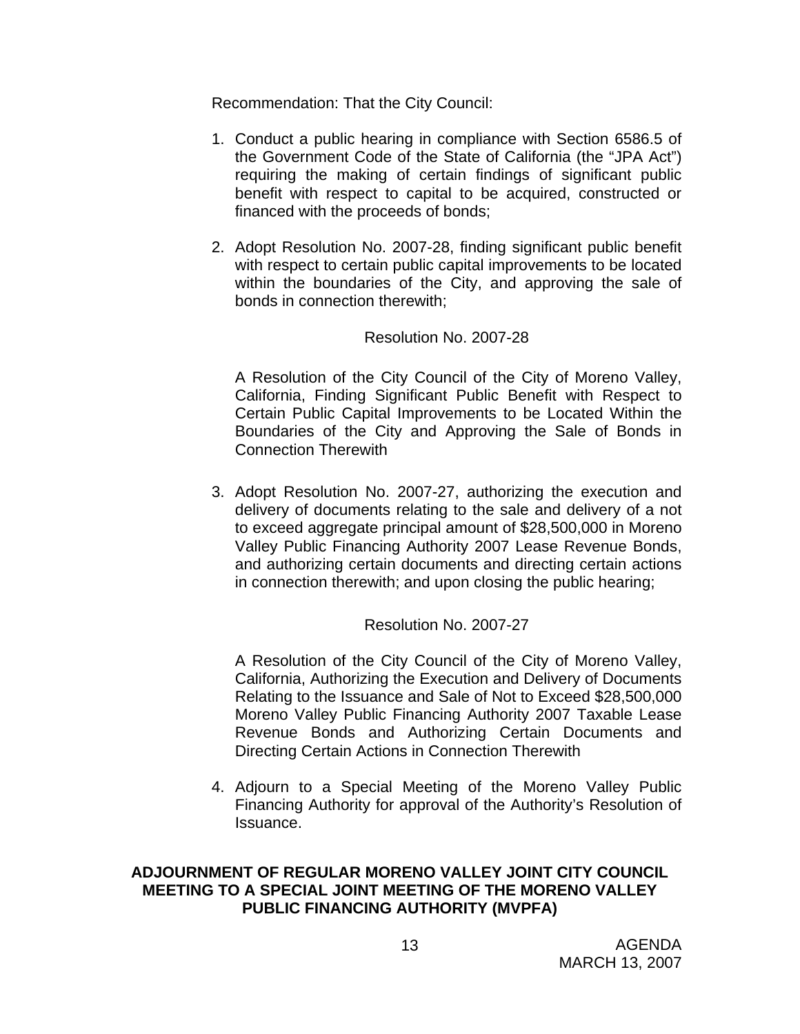Recommendation: That the City Council:

1. Conduct a public hearing in compliance with Section 6586.5 of the Government Code of the State of California (the "JPA Act") requiring the making of certain findings of significant public benefit with respect to capital to be acquired, constructed or financed with the proceeds of bonds;

2. Adopt Resolution No. 2007-28, finding significant public benefit with respect to certain public capital improvements to be located within the boundaries of the City, and approving the sale of bonds in connection therewith;

   Resolution No. 2007-28

   A Resolution of the City Council of the City of Moreno Valley, California, Finding Significant Public Benefit with Respect to Certain Public Capital Improvements to be Located Within the Boundaries of the City and Approving the Sale of Bonds in Connection Therewith

3. Adopt Resolution No. 2007-27, authorizing the execution and delivery of documents relating to the sale and delivery of a not to exceed aggregate principal amount of $28,500,000 in Moreno Valley Public Financing Authority 2007 Lease Revenue Bonds, and authorizing certain documents and directing certain actions in connection therewith; and upon closing the public hearing;

   Resolution No. 2007-27

   A Resolution of the City Council of the City of Moreno Valley, California, Authorizing the Execution and Delivery of Documents Relating to the Issuance and Sale of Not to Exceed $28,500,000 Moreno Valley Public Financing Authority 2007 Taxable Lease Revenue Bonds and Authorizing Certain Documents and Directing Certain Actions in Connection Therewith

4. Adjourn to a Special Meeting of the Moreno Valley Public Financing Authority for approval of the Authority's Resolution of Issuance.

**ADJOURNMENT OF REGULAR MORENO VALLEY JOINT CITY COUNCIL MEETING TO A SPECIAL JOINT MEETING OF THE MORENO VALLEY PUBLIC FINANCING AUTHORITY (MVPFA)**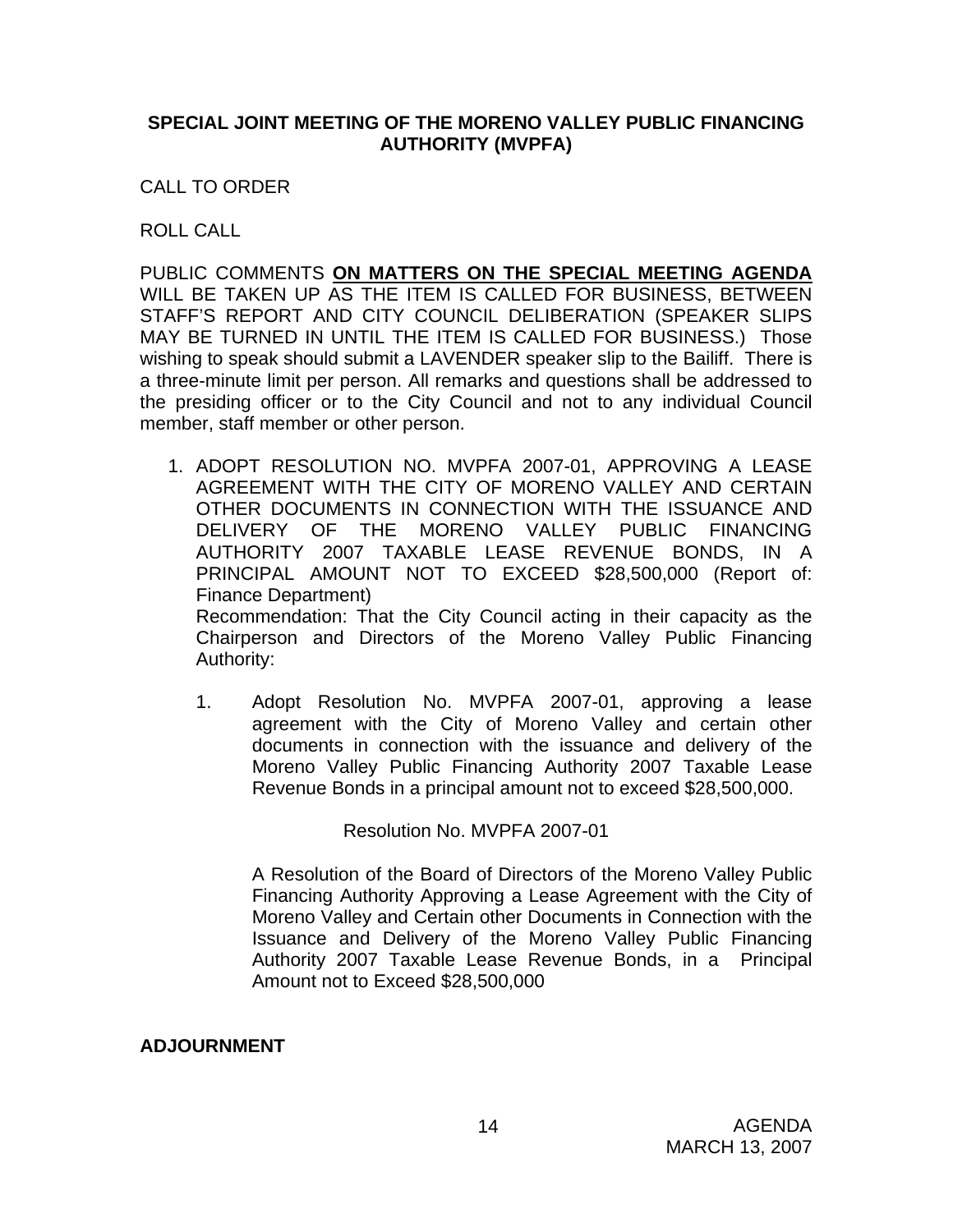**SPECIAL JOINT MEETING OF THE MORENO VALLEY PUBLIC FINANCING AUTHORITY (MVPFA)**

CALL TO ORDER

ROLL CALL

PUBLIC COMMENTS **ON MATTERS ON THE SPECIAL MEETING AGENDA** WILL BE TAKEN UP AS THE ITEM IS CALLED FOR BUSINESS, BETWEEN STAFF'S REPORT AND CITY COUNCIL DELIBERATION (SPEAKER SLIPS MAY BE TURNED IN UNTIL THE ITEM IS CALLED FOR BUSINESS.) Those wishing to speak should submit a LAVENDER speaker slip to the Bailiff. There is a three-minute limit per person. All remarks and questions shall be addressed to the presiding officer or to the City Council and not to any individual Council member, staff member or other person.

1. ADOPT RESOLUTION NO. MVPFA 2007-01, APPROVING A LEASE AGREEMENT WITH THE CITY OF MORENO VALLEY AND CERTAIN OTHER DOCUMENTS IN CONNECTION WITH THE ISSUANCE AND DELIVERY OF THE MORENO VALLEY PUBLIC FINANCING AUTHORITY 2007 TAXABLE LEASE REVENUE BONDS, IN A PRINCIPAL AMOUNT NOT TO EXCEED $28,500,000 (Report of: Finance Department)

   Recommendation: That the City Council acting in their capacity as the Chairperson and Directors of the Moreno Valley Public Financing Authority:

   1. Adopt Resolution No. MVPFA 2007-01, approving a lease agreement with the City of Moreno Valley and certain other documents in connection with the issuance and delivery of the Moreno Valley Public Financing Authority 2007 Taxable Lease Revenue Bonds in a principal amount not to exceed $28,500,000.

      Resolution No. MVPFA 2007-01

      A Resolution of the Board of Directors of the Moreno Valley Public Financing Authority Approving a Lease Agreement with the City of Moreno Valley and Certain other Documents in Connection with the Issuance and Delivery of the Moreno Valley Public Financing Authority 2007 Taxable Lease Revenue Bonds, in a Principal Amount not to Exceed $28,500,000

**ADJOURNMENT**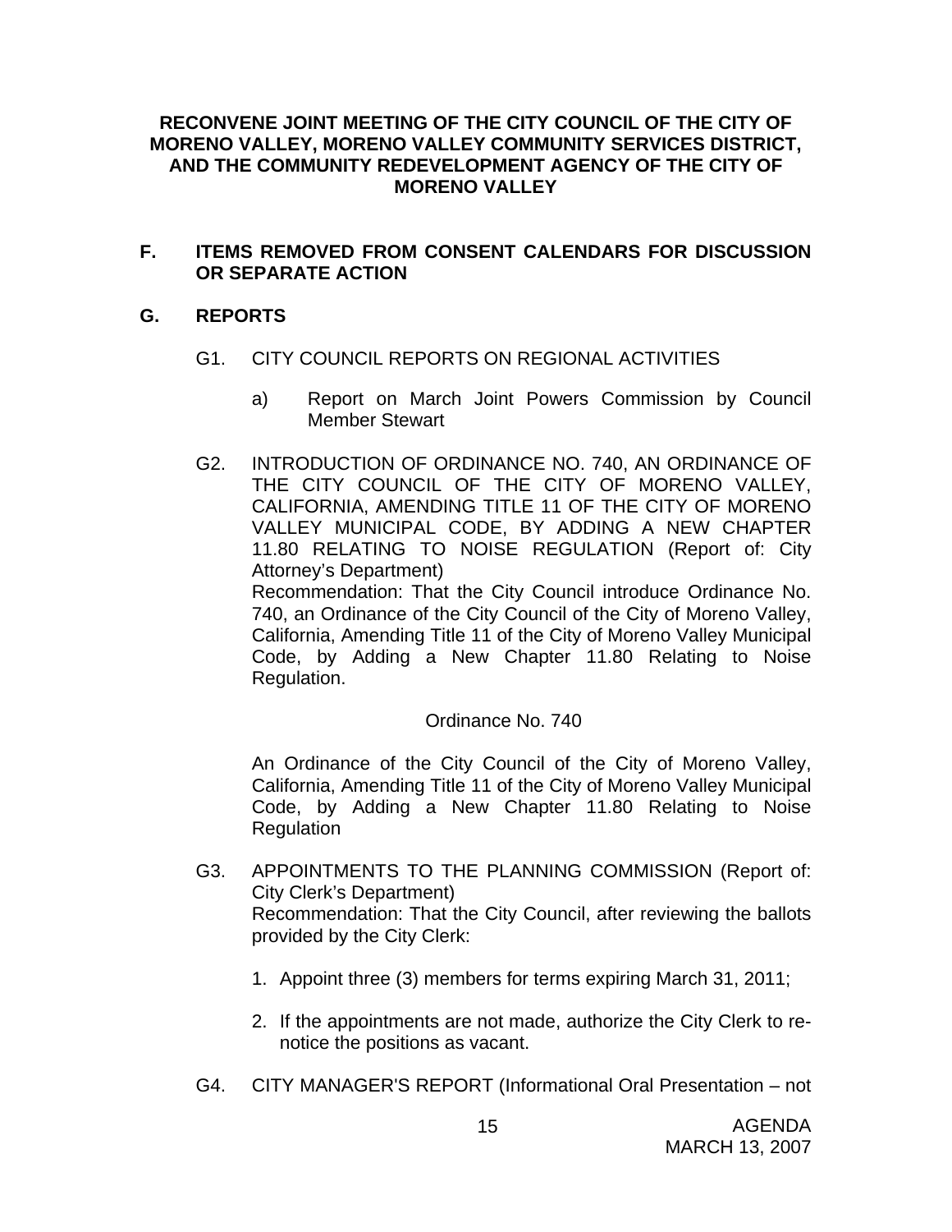**RECONVENE JOINT MEETING OF THE CITY COUNCIL OF THE CITY OF MORENO VALLEY, MORENO VALLEY COMMUNITY SERVICES DISTRICT, AND THE COMMUNITY REDEVELOPMENT AGENCY OF THE CITY OF MORENO VALLEY**

## F. ITEMS REMOVED FROM CONSENT CALENDARS FOR DISCUSSION OR SEPARATE ACTION

## G. REPORTS

G1. CITY COUNCIL REPORTS ON REGIONAL ACTIVITIES

a) Report on March Joint Powers Commission by Council Member Stewart

G2. INTRODUCTION OF ORDINANCE NO. 740, AN ORDINANCE OF THE CITY COUNCIL OF THE CITY OF MORENO VALLEY, CALIFORNIA, AMENDING TITLE 11 OF THE CITY OF MORENO VALLEY MUNICIPAL CODE, BY ADDING A NEW CHAPTER 11.80 RELATING TO NOISE REGULATION (Report of: City Attorney's Department)
Recommendation: That the City Council introduce Ordinance No. 740, an Ordinance of the City Council of the City of Moreno Valley, California, Amending Title 11 of the City of Moreno Valley Municipal Code, by Adding a New Chapter 11.80 Relating to Noise Regulation.

Ordinance No. 740

An Ordinance of the City Council of the City of Moreno Valley, California, Amending Title 11 of the City of Moreno Valley Municipal Code, by Adding a New Chapter 11.80 Relating to Noise Regulation

G3. APPOINTMENTS TO THE PLANNING COMMISSION (Report of: City Clerk's Department)
Recommendation: That the City Council, after reviewing the ballots provided by the City Clerk:

1. Appoint three (3) members for terms expiring March 31, 2011;

2. If the appointments are not made, authorize the City Clerk to re-notice the positions as vacant.

G4. CITY MANAGER'S REPORT (Informational Oral Presentation – not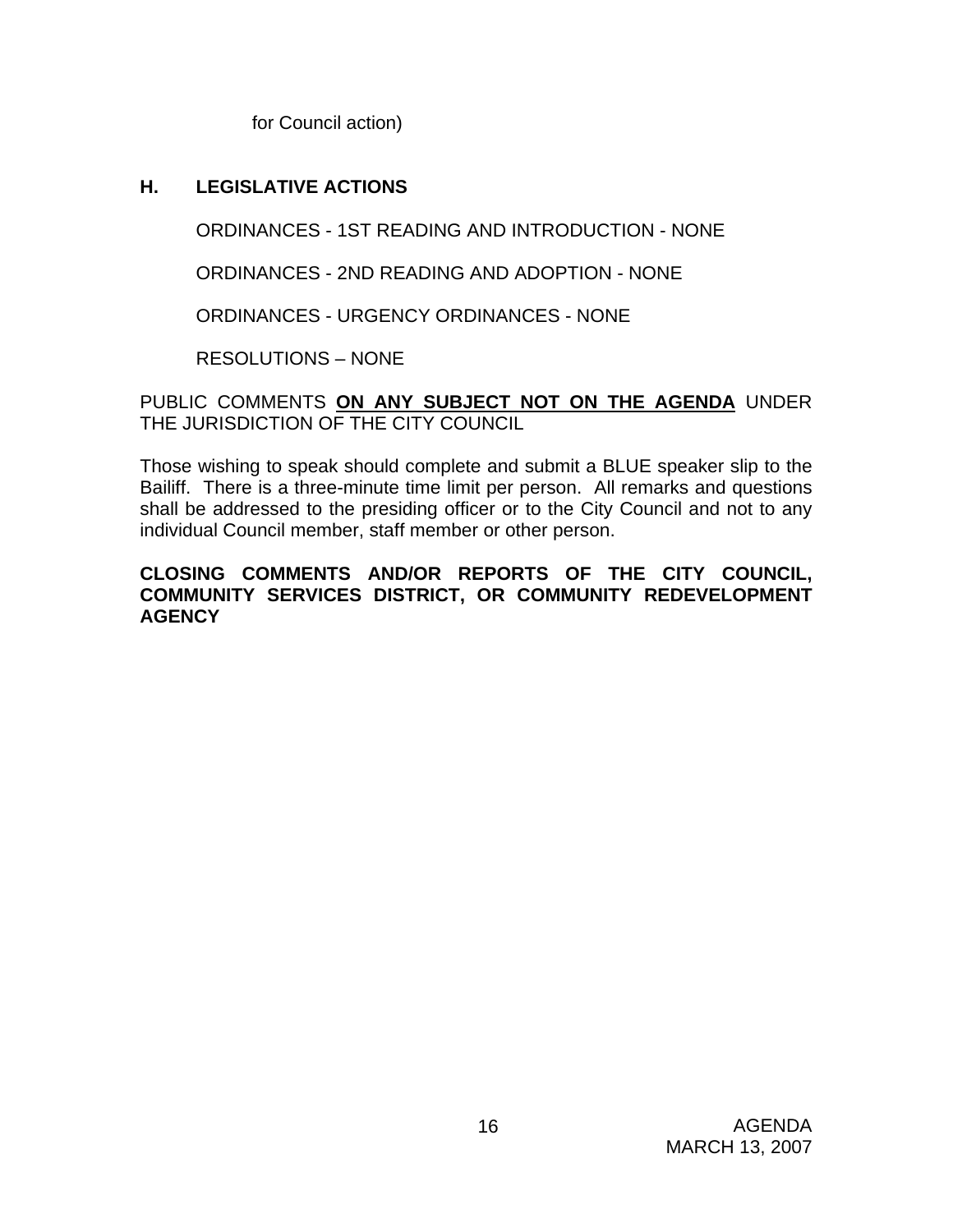for Council action)

## H. LEGISLATIVE ACTIONS

ORDINANCES - 1ST READING AND INTRODUCTION - NONE

ORDINANCES - 2ND READING AND ADOPTION - NONE

ORDINANCES - URGENCY ORDINANCES - NONE

RESOLUTIONS – NONE

PUBLIC COMMENTS **ON ANY SUBJECT NOT ON THE AGENDA** UNDER THE JURISDICTION OF THE CITY COUNCIL

Those wishing to speak should complete and submit a BLUE speaker slip to the Bailiff. There is a three-minute time limit per person. All remarks and questions shall be addressed to the presiding officer or to the City Council and not to any individual Council member, staff member or other person.

**CLOSING COMMENTS AND/OR REPORTS OF THE CITY COUNCIL, COMMUNITY SERVICES DISTRICT, OR COMMUNITY REDEVELOPMENT AGENCY**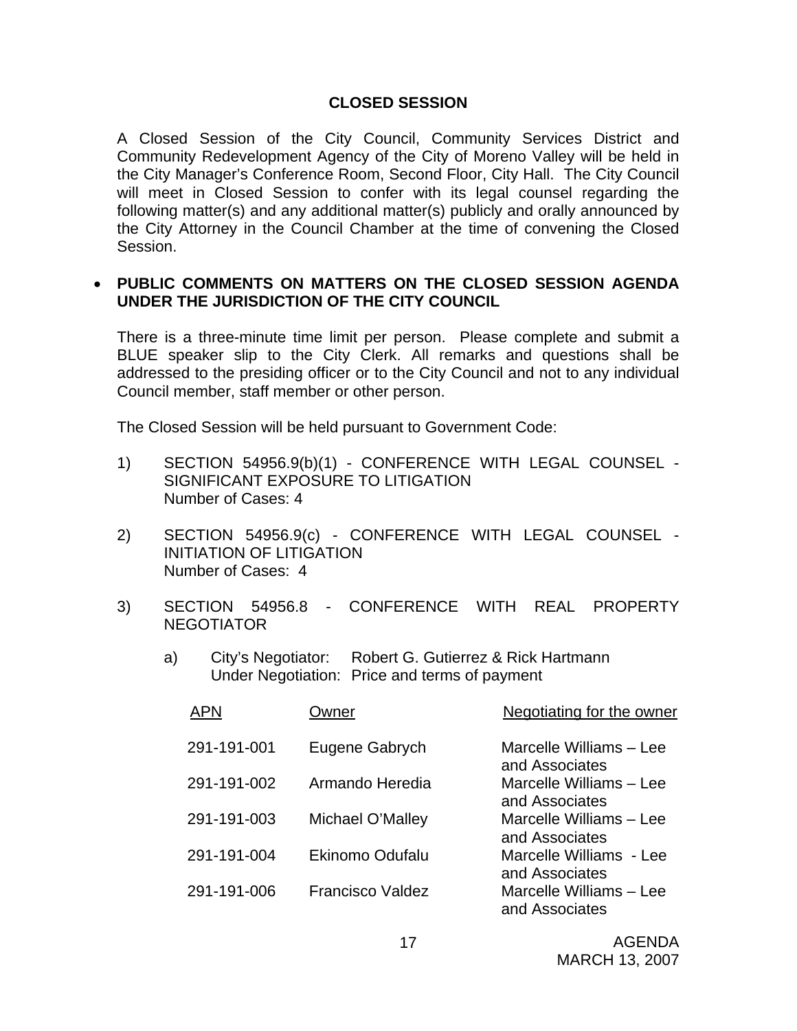## CLOSED SESSION

A Closed Session of the City Council, Community Services District and Community Redevelopment Agency of the City of Moreno Valley will be held in the City Manager's Conference Room, Second Floor, City Hall. The City Council will meet in Closed Session to confer with its legal counsel regarding the following matter(s) and any additional matter(s) publicly and orally announced by the City Attorney in the Council Chamber at the time of convening the Closed Session.

- **PUBLIC COMMENTS ON MATTERS ON THE CLOSED SESSION AGENDA UNDER THE JURISDICTION OF THE CITY COUNCIL**

There is a three-minute time limit per person. Please complete and submit a BLUE speaker slip to the City Clerk. All remarks and questions shall be addressed to the presiding officer or to the City Council and not to any individual Council member, staff member or other person.

The Closed Session will be held pursuant to Government Code:

1) SECTION 54956.9(b)(1) - CONFERENCE WITH LEGAL COUNSEL - SIGNIFICANT EXPOSURE TO LITIGATION
Number of Cases: 4

2) SECTION 54956.9(c) - CONFERENCE WITH LEGAL COUNSEL - INITIATION OF LITIGATION
Number of Cases: 4

3) SECTION 54956.8 - CONFERENCE WITH REAL PROPERTY NEGOTIATOR

   a) City's Negotiator: Robert G. Gutierrez & Rick Hartmann
   Under Negotiation: Price and terms of payment

| APN | Owner | Negotiating for the owner |
|---|---|---|
| 291-191-001 | Eugene Gabrych | Marcelle Williams – Lee and Associates |
| 291-191-002 | Armando Heredia | Marcelle Williams – Lee and Associates |
| 291-191-003 | Michael O'Malley | Marcelle Williams – Lee and Associates |
| 291-191-004 | Ekinomo Odufalu | Marcelle Williams - Lee and Associates |
| 291-191-006 | Francisco Valdez | Marcelle Williams – Lee and Associates |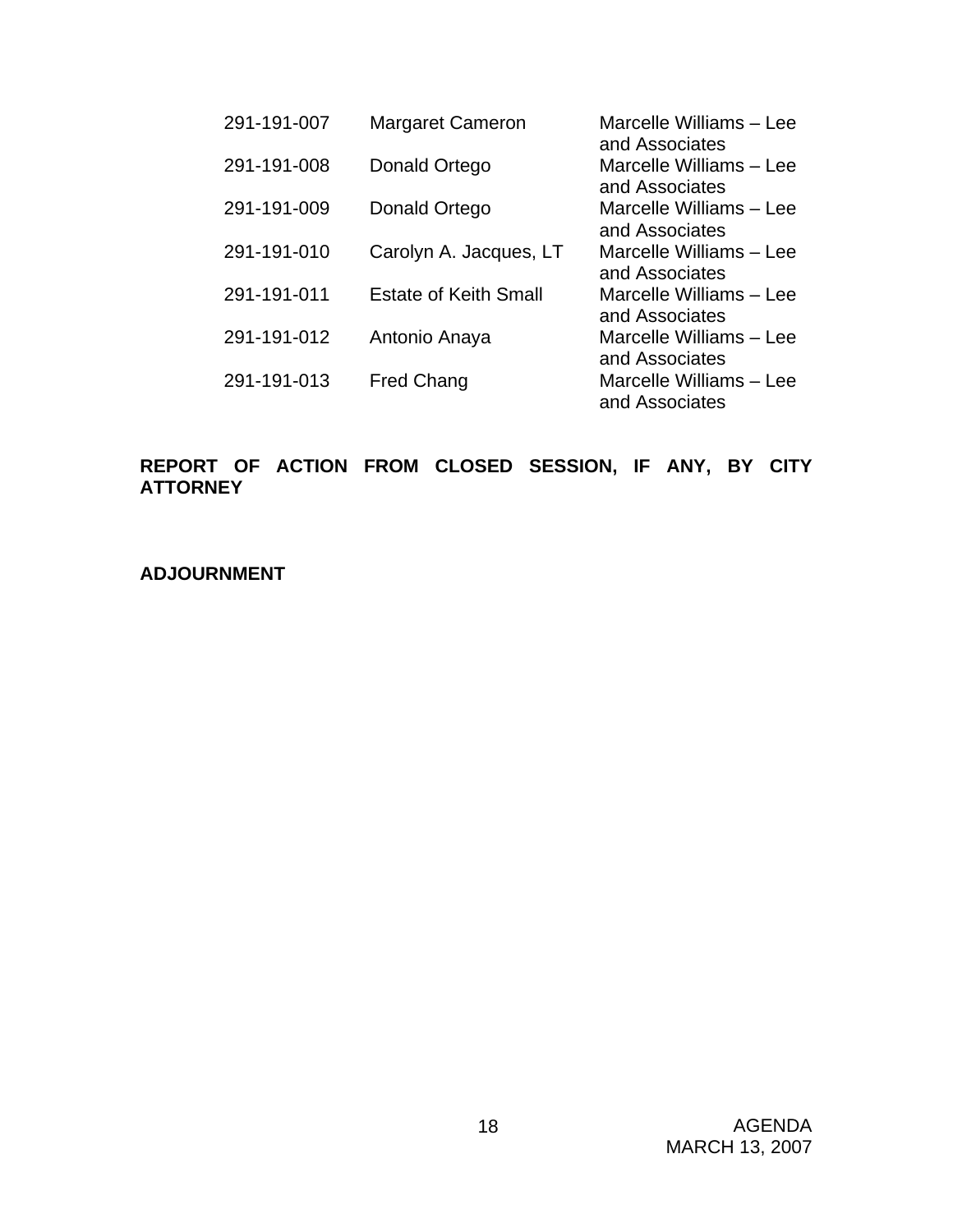| | | |
|---|---|---|
| 291-191-007 | Margaret Cameron | Marcelle Williams – Lee and Associates |
| 291-191-008 | Donald Ortego | Marcelle Williams – Lee and Associates |
| 291-191-009 | Donald Ortego | Marcelle Williams – Lee and Associates |
| 291-191-010 | Carolyn A. Jacques, LT | Marcelle Williams – Lee and Associates |
| 291-191-011 | Estate of Keith Small | Marcelle Williams – Lee and Associates |
| 291-191-012 | Antonio Anaya | Marcelle Williams – Lee and Associates |
| 291-191-013 | Fred Chang | Marcelle Williams – Lee and Associates |

**REPORT OF ACTION FROM CLOSED SESSION, IF ANY, BY CITY ATTORNEY**

**ADJOURNMENT**